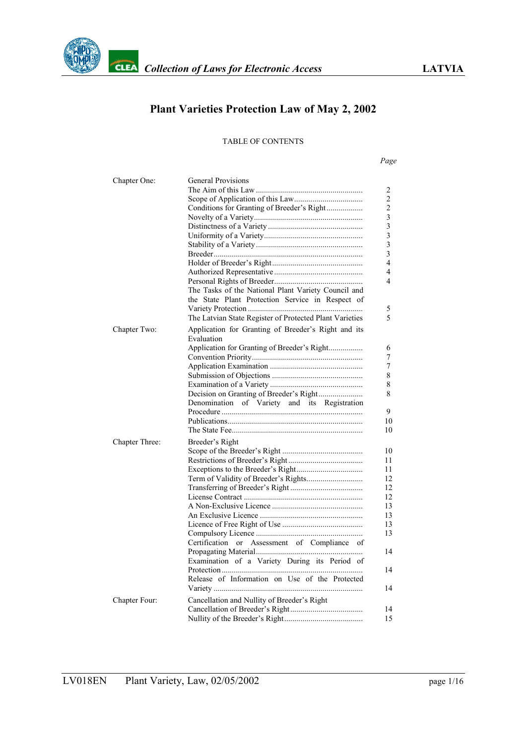# Plant Varieties Protection Law of May 2, 2002

TABLE OF CONTENTS

| | | *Page* |
|---|---|---|
| Chapter One: | General Provisions | |
| | The Aim of this Law | 2 |
| | Scope of Application of this Law | 2 |
| | Conditions for Granting of Breeder's Right | 2 |
| | Novelty of a Variety | 3 |
| | Distinctness of a Variety | 3 |
| | Uniformity of a Variety | 3 |
| | Stability of a Variety | 3 |
| | Breeder | 3 |
| | Holder of Breeder's Right | 4 |
| | Authorized Representative | 4 |
| | Personal Rights of Breeder | 4 |
| | The Tasks of the National Plant Variety Council and the State Plant Protection Service in Respect of Variety Protection | 5 |
| | The Latvian State Register of Protected Plant Varieties | 5 |
| Chapter Two: | Application for Granting of Breeder's Right and its Evaluation | |
| | Application for Granting of Breeder's Right | 6 |
| | Convention Priority | 7 |
| | Application Examination | 7 |
| | Submission of Objections | 8 |
| | Examination of a Variety | 8 |
| | Decision on Granting of Breeder's Right | 8 |
| | Denomination of Variety and its Registration Procedure | 9 |
| | Publications | 10 |
| | The State Fee | 10 |
| Chapter Three: | Breeder's Right | |
| | Scope of the Breeder's Right | 10 |
| | Restrictions of Breeder's Right | 11 |
| | Exceptions to the Breeder's Right | 11 |
| | Term of Validity of Breeder's Rights | 12 |
| | Transferring of Breeder's Right | 12 |
| | License Contract | 12 |
| | A Non-Exclusive Licence | 13 |
| | An Exclusive Licence | 13 |
| | Licence of Free Right of Use | 13 |
| | Compulsory Licence | 13 |
| | Certification or Assessment of Compliance of Propagating Material | 14 |
| | Examination of a Variety During its Period of Protection | 14 |
| | Release of Information on Use of the Protected Variety | 14 |
| Chapter Four: | Cancellation and Nullity of Breeder's Right | |
| | Cancellation of Breeder's Right | 14 |
| | Nullity of the Breeder's Right | 15 |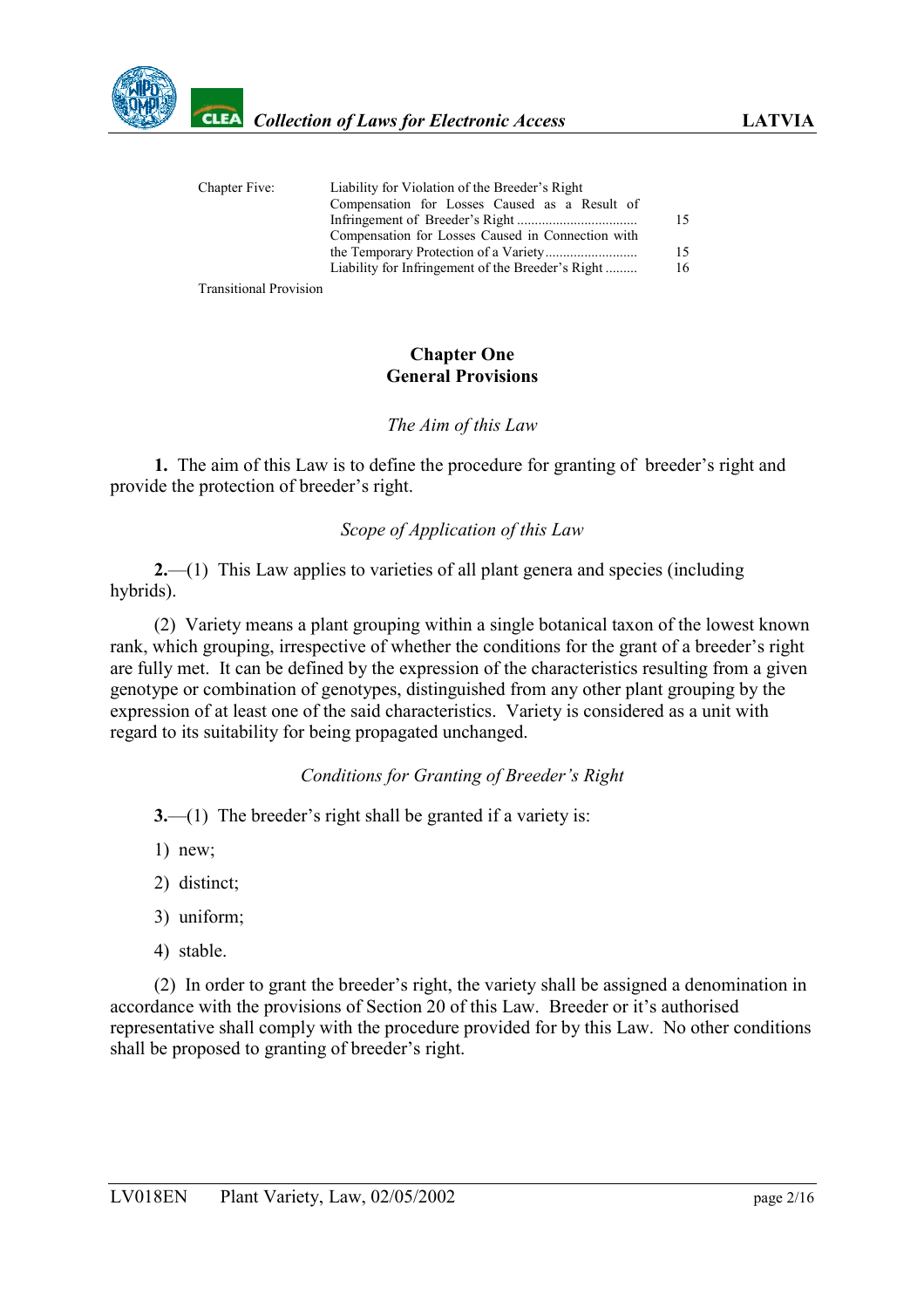| | | |
|---|---|---|
| Chapter Five: | Liability for Violation of the Breeder's Right | |
| | Compensation for Losses Caused as a Result of Infringement of Breeder's Right | 15 |
| | Compensation for Losses Caused in Connection with the Temporary Protection of a Variety | 15 |
| | Liability for Infringement of the Breeder's Right | 16 |
| Transitional Provision | | |

## Chapter One
## General Provisions

*The Aim of this Law*

**1.** The aim of this Law is to define the procedure for granting of breeder's right and provide the protection of breeder's right.

*Scope of Application of this Law*

**2.**—(1) This Law applies to varieties of all plant genera and species (including hybrids).

(2) Variety means a plant grouping within a single botanical taxon of the lowest known rank, which grouping, irrespective of whether the conditions for the grant of a breeder's right are fully met. It can be defined by the expression of the characteristics resulting from a given genotype or combination of genotypes, distinguished from any other plant grouping by the expression of at least one of the said characteristics. Variety is considered as a unit with regard to its suitability for being propagated unchanged.

*Conditions for Granting of Breeder's Right*

**3.**—(1) The breeder's right shall be granted if a variety is:

1) new;

2) distinct;

3) uniform;

4) stable.

(2) In order to grant the breeder's right, the variety shall be assigned a denomination in accordance with the provisions of Section 20 of this Law. Breeder or it's authorised representative shall comply with the procedure provided for by this Law. No other conditions shall be proposed to granting of breeder's right.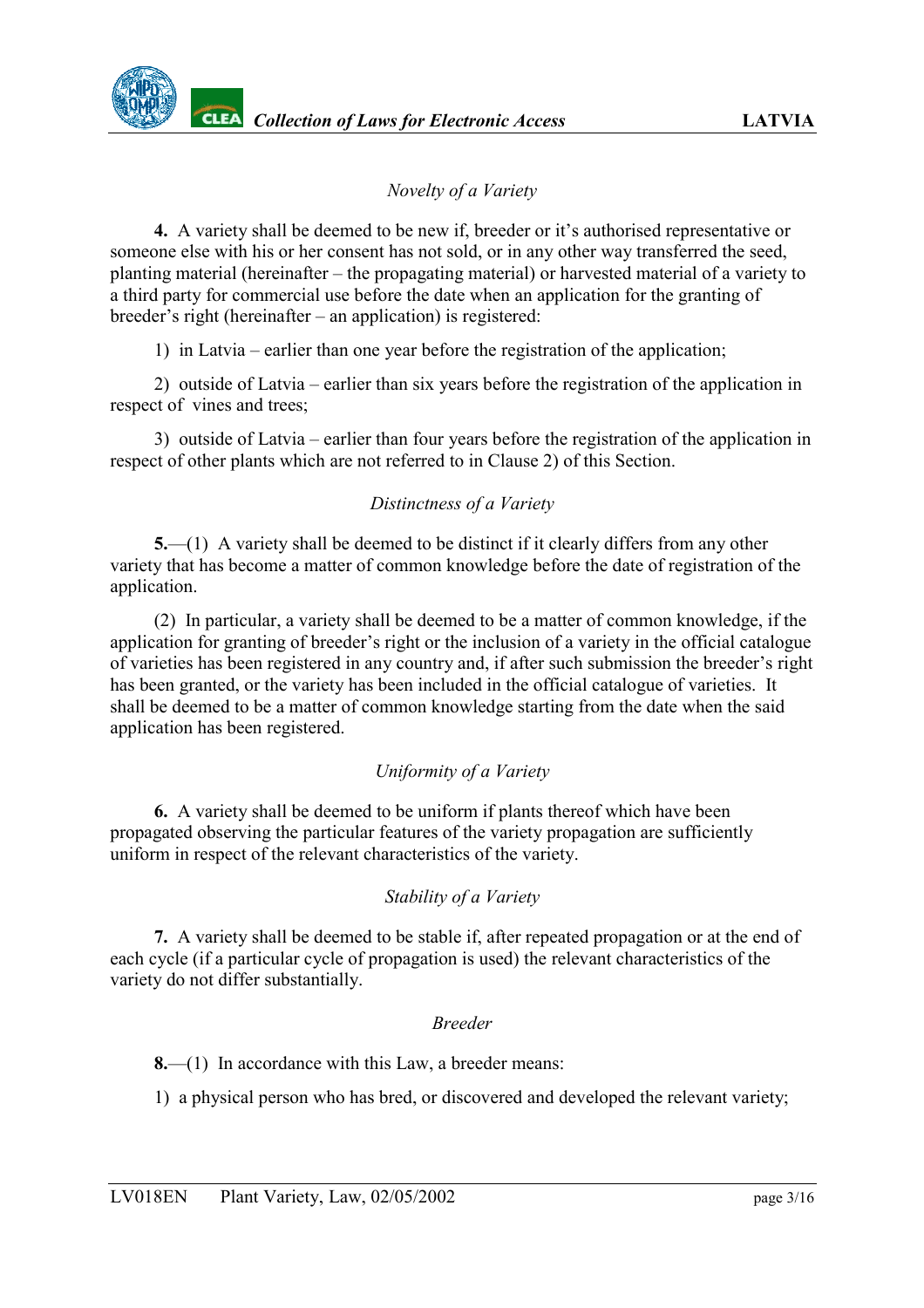*Novelty of a Variety*

**4.** A variety shall be deemed to be new if, breeder or it's authorised representative or someone else with his or her consent has not sold, or in any other way transferred the seed, planting material (hereinafter – the propagating material) or harvested material of a variety to a third party for commercial use before the date when an application for the granting of breeder's right (hereinafter – an application) is registered:

1) in Latvia – earlier than one year before the registration of the application;

2) outside of Latvia – earlier than six years before the registration of the application in respect of vines and trees;

3) outside of Latvia – earlier than four years before the registration of the application in respect of other plants which are not referred to in Clause 2) of this Section.

*Distinctness of a Variety*

**5.**—(1) A variety shall be deemed to be distinct if it clearly differs from any other variety that has become a matter of common knowledge before the date of registration of the application.

(2) In particular, a variety shall be deemed to be a matter of common knowledge, if the application for granting of breeder's right or the inclusion of a variety in the official catalogue of varieties has been registered in any country and, if after such submission the breeder's right has been granted, or the variety has been included in the official catalogue of varieties. It shall be deemed to be a matter of common knowledge starting from the date when the said application has been registered.

*Uniformity of a Variety*

**6.** A variety shall be deemed to be uniform if plants thereof which have been propagated observing the particular features of the variety propagation are sufficiently uniform in respect of the relevant characteristics of the variety.

*Stability of a Variety*

**7.** A variety shall be deemed to be stable if, after repeated propagation or at the end of each cycle (if a particular cycle of propagation is used) the relevant characteristics of the variety do not differ substantially.

*Breeder*

**8.**—(1) In accordance with this Law, a breeder means:

1) a physical person who has bred, or discovered and developed the relevant variety;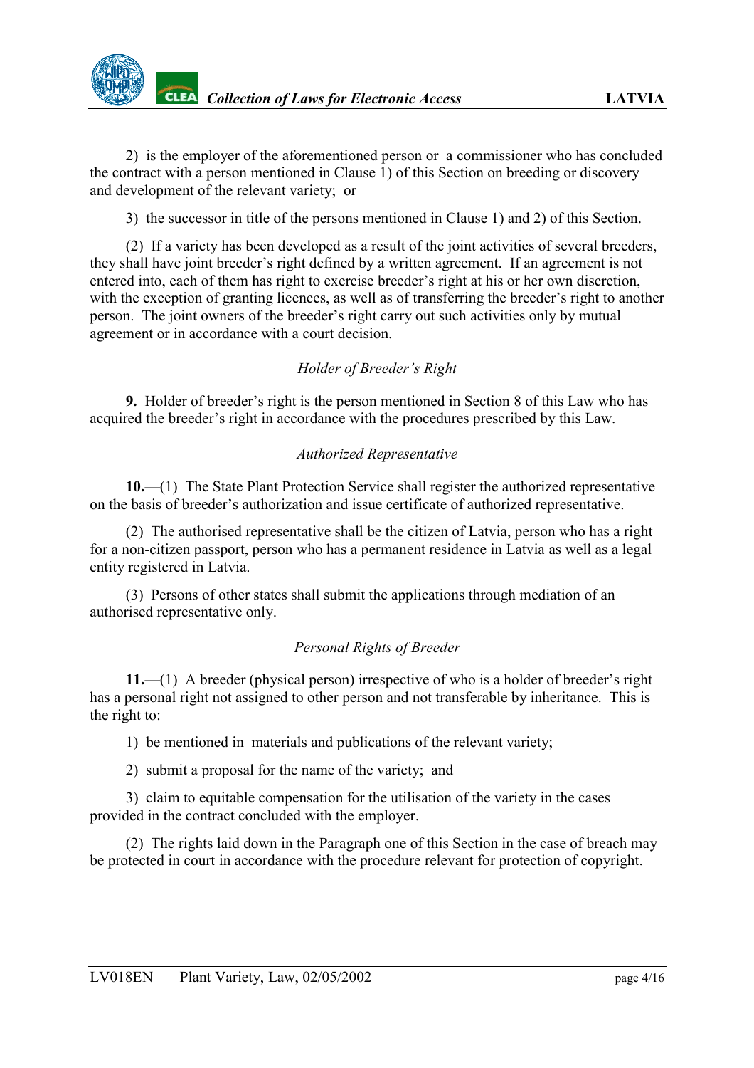2) is the employer of the aforementioned person or a commissioner who has concluded the contract with a person mentioned in Clause 1) of this Section on breeding or discovery and development of the relevant variety; or

3) the successor in title of the persons mentioned in Clause 1) and 2) of this Section.

(2) If a variety has been developed as a result of the joint activities of several breeders, they shall have joint breeder's right defined by a written agreement. If an agreement is not entered into, each of them has right to exercise breeder's right at his or her own discretion, with the exception of granting licences, as well as of transferring the breeder's right to another person. The joint owners of the breeder's right carry out such activities only by mutual agreement or in accordance with a court decision.

*Holder of Breeder's Right*

**9.** Holder of breeder's right is the person mentioned in Section 8 of this Law who has acquired the breeder's right in accordance with the procedures prescribed by this Law.

*Authorized Representative*

**10.**—(1) The State Plant Protection Service shall register the authorized representative on the basis of breeder's authorization and issue certificate of authorized representative.

(2) The authorised representative shall be the citizen of Latvia, person who has a right for a non-citizen passport, person who has a permanent residence in Latvia as well as a legal entity registered in Latvia.

(3) Persons of other states shall submit the applications through mediation of an authorised representative only.

*Personal Rights of Breeder*

**11.**—(1) A breeder (physical person) irrespective of who is a holder of breeder's right has a personal right not assigned to other person and not transferable by inheritance. This is the right to:

1) be mentioned in materials and publications of the relevant variety;

2) submit a proposal for the name of the variety; and

3) claim to equitable compensation for the utilisation of the variety in the cases provided in the contract concluded with the employer.

(2) The rights laid down in the Paragraph one of this Section in the case of breach may be protected in court in accordance with the procedure relevant for protection of copyright.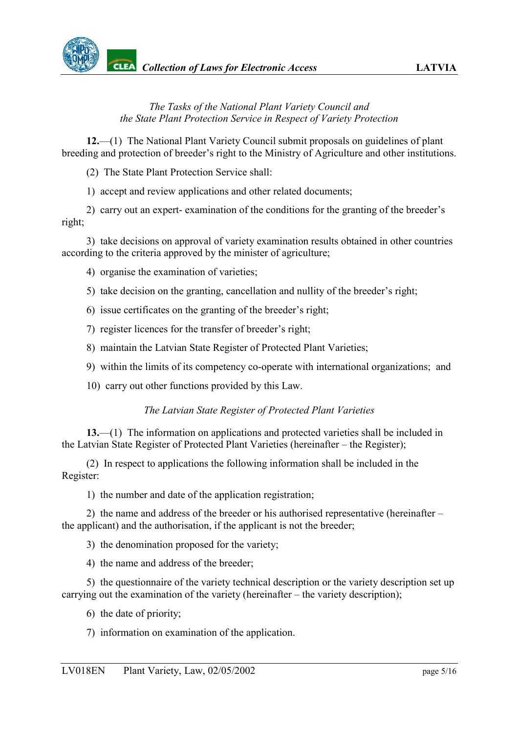*The Tasks of the National Plant Variety Council and the State Plant Protection Service in Respect of Variety Protection*

**12.**—(1) The National Plant Variety Council submit proposals on guidelines of plant breeding and protection of breeder's right to the Ministry of Agriculture and other institutions.

(2) The State Plant Protection Service shall:

1) accept and review applications and other related documents;

2) carry out an expert- examination of the conditions for the granting of the breeder's right;

3) take decisions on approval of variety examination results obtained in other countries according to the criteria approved by the minister of agriculture;

4) organise the examination of varieties;

5) take decision on the granting, cancellation and nullity of the breeder's right;

6) issue certificates on the granting of the breeder's right;

7) register licences for the transfer of breeder's right;

8) maintain the Latvian State Register of Protected Plant Varieties;

9) within the limits of its competency co-operate with international organizations; and

10) carry out other functions provided by this Law.

*The Latvian State Register of Protected Plant Varieties*

**13.**—(1) The information on applications and protected varieties shall be included in the Latvian State Register of Protected Plant Varieties (hereinafter – the Register);

(2) In respect to applications the following information shall be included in the Register:

1) the number and date of the application registration;

2) the name and address of the breeder or his authorised representative (hereinafter – the applicant) and the authorisation, if the applicant is not the breeder;

3) the denomination proposed for the variety;

4) the name and address of the breeder;

5) the questionnaire of the variety technical description or the variety description set up carrying out the examination of the variety (hereinafter – the variety description);

6) the date of priority;

7) information on examination of the application.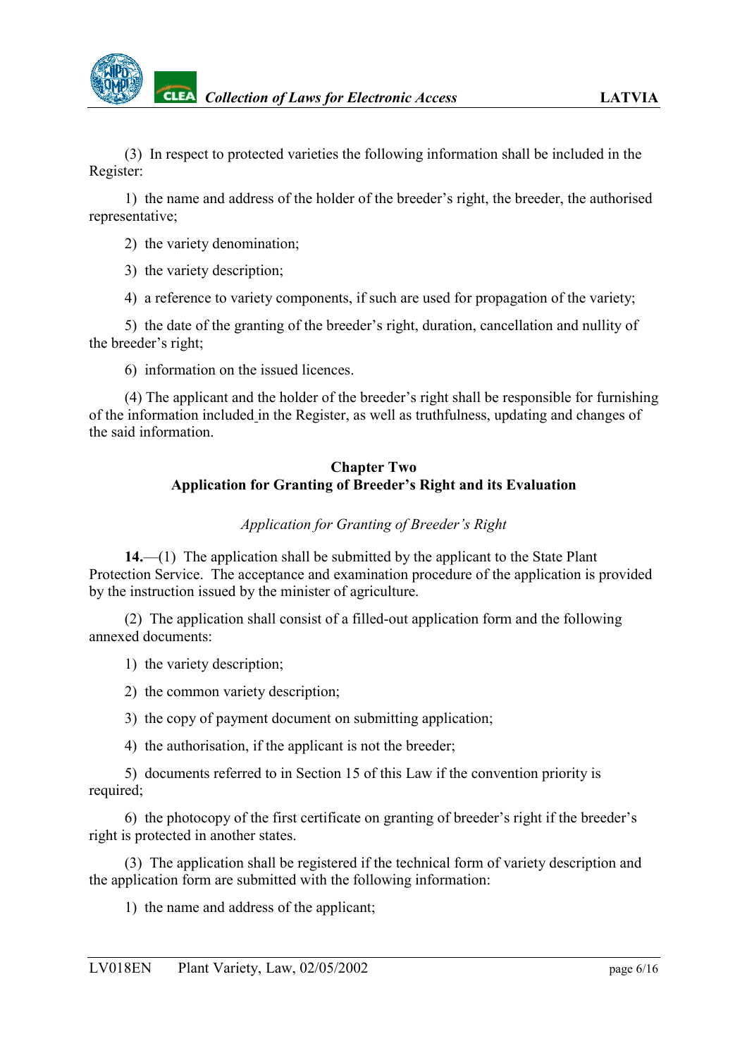(3) In respect to protected varieties the following information shall be included in the Register:

1) the name and address of the holder of the breeder's right, the breeder, the authorised representative;

2) the variety denomination;

3) the variety description;

4) a reference to variety components, if such are used for propagation of the variety;

5) the date of the granting of the breeder's right, duration, cancellation and nullity of the breeder's right;

6) information on the issued licences.

(4) The applicant and the holder of the breeder's right shall be responsible for furnishing of the information included in the Register, as well as truthfulness, updating and changes of the said information.

## Chapter Two
## Application for Granting of Breeder's Right and its Evaluation

*Application for Granting of Breeder's Right*

**14.**—(1) The application shall be submitted by the applicant to the State Plant Protection Service. The acceptance and examination procedure of the application is provided by the instruction issued by the minister of agriculture.

(2) The application shall consist of a filled-out application form and the following annexed documents:

1) the variety description;

2) the common variety description;

3) the copy of payment document on submitting application;

4) the authorisation, if the applicant is not the breeder;

5) documents referred to in Section 15 of this Law if the convention priority is required;

6) the photocopy of the first certificate on granting of breeder's right if the breeder's right is protected in another states.

(3) The application shall be registered if the technical form of variety description and the application form are submitted with the following information:

1) the name and address of the applicant;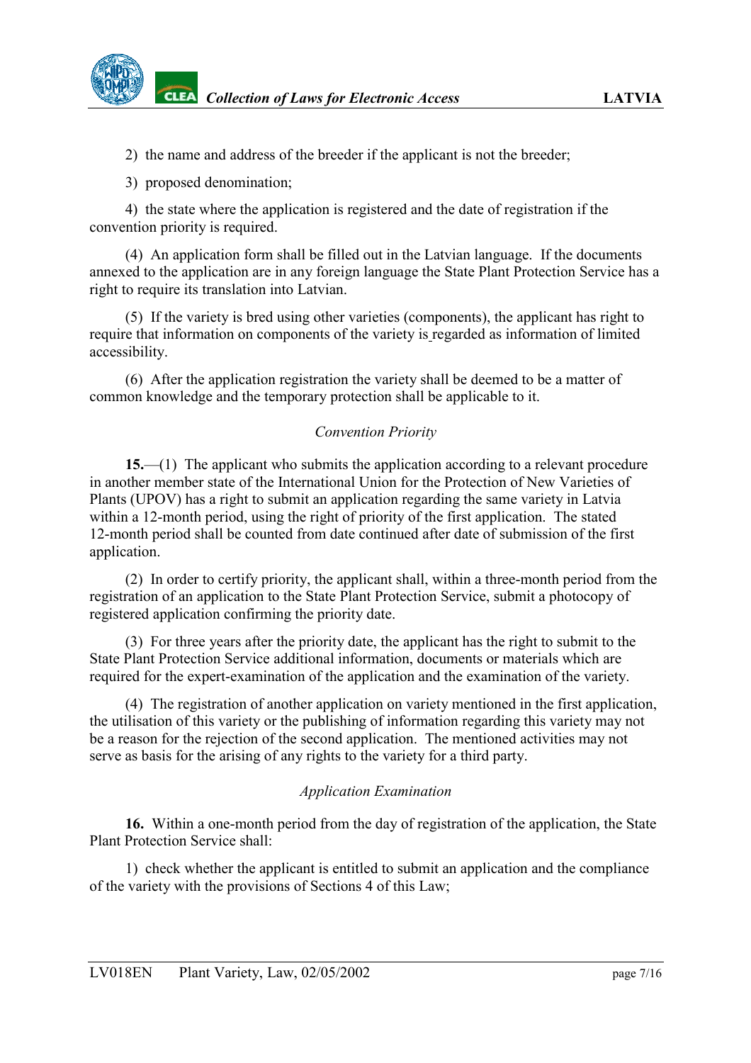2) the name and address of the breeder if the applicant is not the breeder;

3) proposed denomination;

4) the state where the application is registered and the date of registration if the convention priority is required.

(4) An application form shall be filled out in the Latvian language. If the documents annexed to the application are in any foreign language the State Plant Protection Service has a right to require its translation into Latvian.

(5) If the variety is bred using other varieties (components), the applicant has right to require that information on components of the variety is regarded as information of limited accessibility.

(6) After the application registration the variety shall be deemed to be a matter of common knowledge and the temporary protection shall be applicable to it.

*Convention Priority*

**15.**—(1) The applicant who submits the application according to a relevant procedure in another member state of the International Union for the Protection of New Varieties of Plants (UPOV) has a right to submit an application regarding the same variety in Latvia within a 12-month period, using the right of priority of the first application. The stated 12-month period shall be counted from date continued after date of submission of the first application.

(2) In order to certify priority, the applicant shall, within a three-month period from the registration of an application to the State Plant Protection Service, submit a photocopy of registered application confirming the priority date.

(3) For three years after the priority date, the applicant has the right to submit to the State Plant Protection Service additional information, documents or materials which are required for the expert-examination of the application and the examination of the variety.

(4) The registration of another application on variety mentioned in the first application, the utilisation of this variety or the publishing of information regarding this variety may not be a reason for the rejection of the second application. The mentioned activities may not serve as basis for the arising of any rights to the variety for a third party.

*Application Examination*

**16.** Within a one-month period from the day of registration of the application, the State Plant Protection Service shall:

1) check whether the applicant is entitled to submit an application and the compliance of the variety with the provisions of Sections 4 of this Law;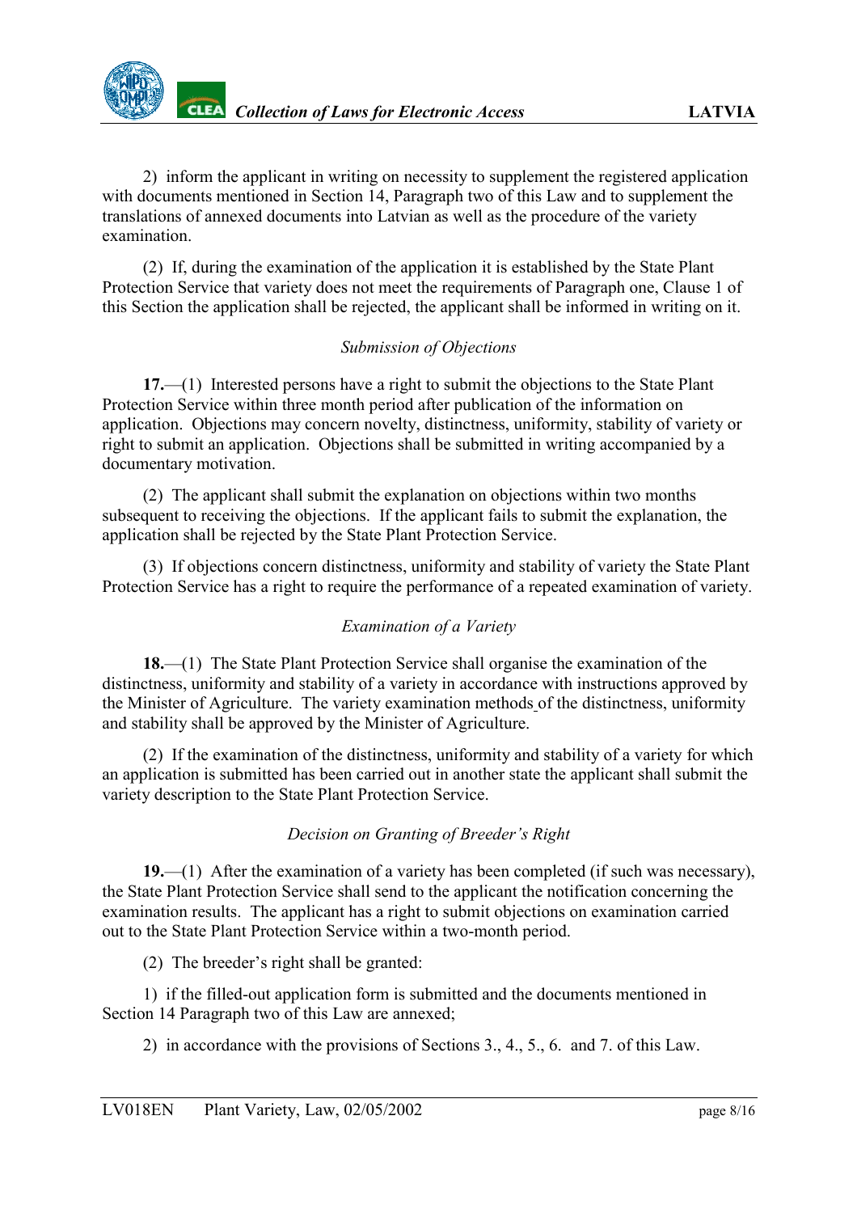2) inform the applicant in writing on necessity to supplement the registered application with documents mentioned in Section 14, Paragraph two of this Law and to supplement the translations of annexed documents into Latvian as well as the procedure of the variety examination.

(2) If, during the examination of the application it is established by the State Plant Protection Service that variety does not meet the requirements of Paragraph one, Clause 1 of this Section the application shall be rejected, the applicant shall be informed in writing on it.

*Submission of Objections*

**17.**—(1) Interested persons have a right to submit the objections to the State Plant Protection Service within three month period after publication of the information on application. Objections may concern novelty, distinctness, uniformity, stability of variety or right to submit an application. Objections shall be submitted in writing accompanied by a documentary motivation.

(2) The applicant shall submit the explanation on objections within two months subsequent to receiving the objections. If the applicant fails to submit the explanation, the application shall be rejected by the State Plant Protection Service.

(3) If objections concern distinctness, uniformity and stability of variety the State Plant Protection Service has a right to require the performance of a repeated examination of variety.

*Examination of a Variety*

**18.**—(1) The State Plant Protection Service shall organise the examination of the distinctness, uniformity and stability of a variety in accordance with instructions approved by the Minister of Agriculture. The variety examination methods of the distinctness, uniformity and stability shall be approved by the Minister of Agriculture.

(2) If the examination of the distinctness, uniformity and stability of a variety for which an application is submitted has been carried out in another state the applicant shall submit the variety description to the State Plant Protection Service.

*Decision on Granting of Breeder's Right*

**19.**—(1) After the examination of a variety has been completed (if such was necessary), the State Plant Protection Service shall send to the applicant the notification concerning the examination results. The applicant has a right to submit objections on examination carried out to the State Plant Protection Service within a two-month period.

(2) The breeder's right shall be granted:

1) if the filled-out application form is submitted and the documents mentioned in Section 14 Paragraph two of this Law are annexed;

2) in accordance with the provisions of Sections 3., 4., 5., 6. and 7. of this Law.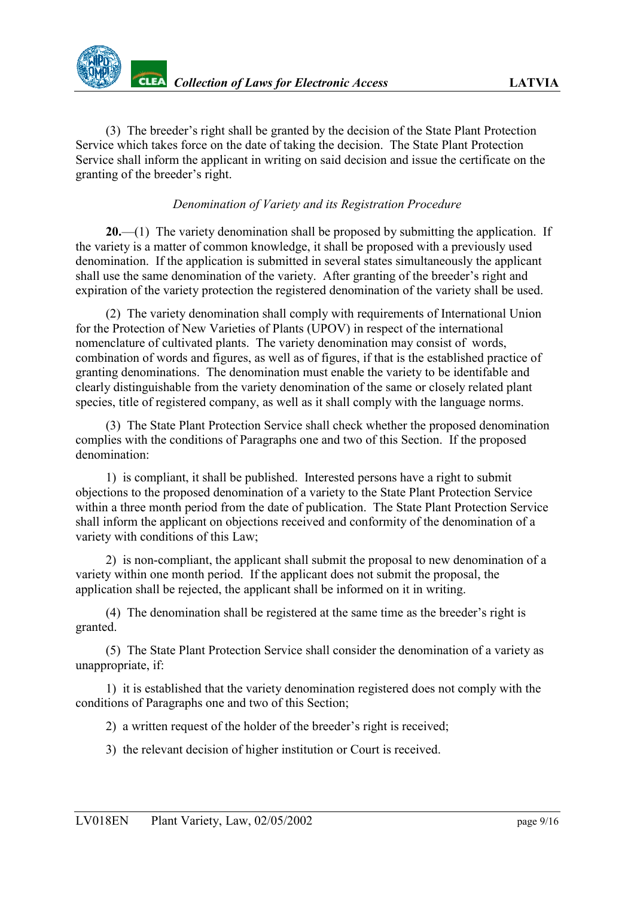(3) The breeder's right shall be granted by the decision of the State Plant Protection Service which takes force on the date of taking the decision. The State Plant Protection Service shall inform the applicant in writing on said decision and issue the certificate on the granting of the breeder's right.

*Denomination of Variety and its Registration Procedure*

**20.**—(1) The variety denomination shall be proposed by submitting the application. If the variety is a matter of common knowledge, it shall be proposed with a previously used denomination. If the application is submitted in several states simultaneously the applicant shall use the same denomination of the variety. After granting of the breeder's right and expiration of the variety protection the registered denomination of the variety shall be used.

(2) The variety denomination shall comply with requirements of International Union for the Protection of New Varieties of Plants (UPOV) in respect of the international nomenclature of cultivated plants. The variety denomination may consist of words, combination of words and figures, as well as of figures, if that is the established practice of granting denominations. The denomination must enable the variety to be identifiable and clearly distinguishable from the variety denomination of the same or closely related plant species, title of registered company, as well as it shall comply with the language norms.

(3) The State Plant Protection Service shall check whether the proposed denomination complies with the conditions of Paragraphs one and two of this Section. If the proposed denomination:

1) is compliant, it shall be published. Interested persons have a right to submit objections to the proposed denomination of a variety to the State Plant Protection Service within a three month period from the date of publication. The State Plant Protection Service shall inform the applicant on objections received and conformity of the denomination of a variety with conditions of this Law;

2) is non-compliant, the applicant shall submit the proposal to new denomination of a variety within one month period. If the applicant does not submit the proposal, the application shall be rejected, the applicant shall be informed on it in writing.

(4) The denomination shall be registered at the same time as the breeder's right is granted.

(5) The State Plant Protection Service shall consider the denomination of a variety as unappropriate, if:

1) it is established that the variety denomination registered does not comply with the conditions of Paragraphs one and two of this Section;

2) a written request of the holder of the breeder's right is received;

3) the relevant decision of higher institution or Court is received.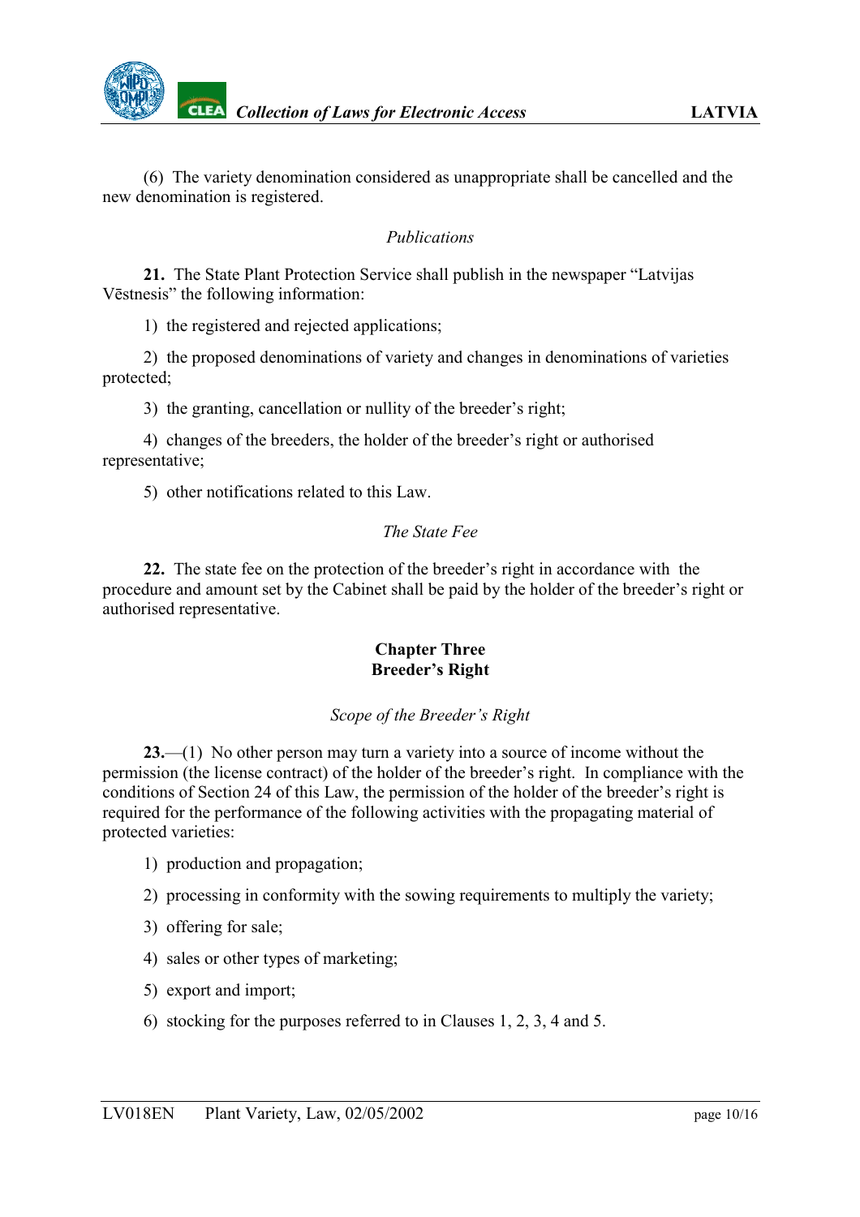(6) The variety denomination considered as unappropriate shall be cancelled and the new denomination is registered.

*Publications*

**21.** The State Plant Protection Service shall publish in the newspaper "Latvijas Vēstnesis" the following information:

1) the registered and rejected applications;

2) the proposed denominations of variety and changes in denominations of varieties protected;

3) the granting, cancellation or nullity of the breeder's right;

4) changes of the breeders, the holder of the breeder's right or authorised representative;

5) other notifications related to this Law.

*The State Fee*

**22.** The state fee on the protection of the breeder's right in accordance with the procedure and amount set by the Cabinet shall be paid by the holder of the breeder's right or authorised representative.

## Chapter Three
## Breeder's Right

*Scope of the Breeder's Right*

**23.**—(1) No other person may turn a variety into a source of income without the permission (the license contract) of the holder of the breeder's right. In compliance with the conditions of Section 24 of this Law, the permission of the holder of the breeder's right is required for the performance of the following activities with the propagating material of protected varieties:

1) production and propagation;

2) processing in conformity with the sowing requirements to multiply the variety;

3) offering for sale;

4) sales or other types of marketing;

5) export and import;

6) stocking for the purposes referred to in Clauses 1, 2, 3, 4 and 5.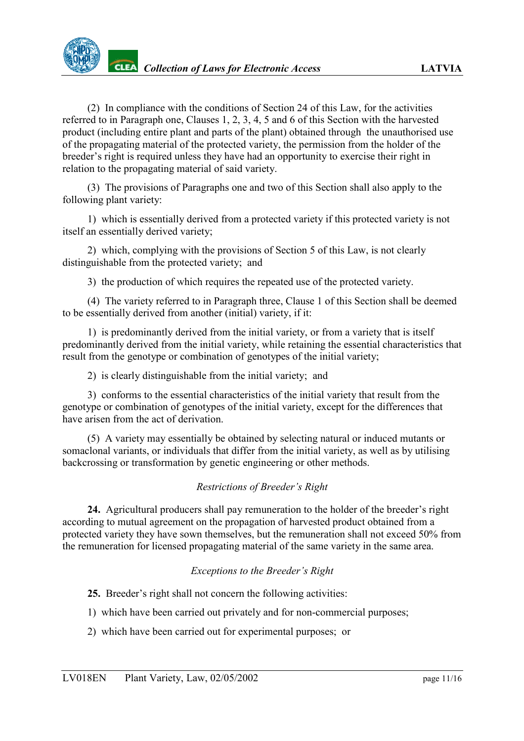(2) In compliance with the conditions of Section 24 of this Law, for the activities referred to in Paragraph one, Clauses 1, 2, 3, 4, 5 and 6 of this Section with the harvested product (including entire plant and parts of the plant) obtained through the unauthorised use of the propagating material of the protected variety, the permission from the holder of the breeder's right is required unless they have had an opportunity to exercise their right in relation to the propagating material of said variety.

(3) The provisions of Paragraphs one and two of this Section shall also apply to the following plant variety:

1) which is essentially derived from a protected variety if this protected variety is not itself an essentially derived variety;

2) which, complying with the provisions of Section 5 of this Law, is not clearly distinguishable from the protected variety; and

3) the production of which requires the repeated use of the protected variety.

(4) The variety referred to in Paragraph three, Clause 1 of this Section shall be deemed to be essentially derived from another (initial) variety, if it:

1) is predominantly derived from the initial variety, or from a variety that is itself predominantly derived from the initial variety, while retaining the essential characteristics that result from the genotype or combination of genotypes of the initial variety;

2) is clearly distinguishable from the initial variety; and

3) conforms to the essential characteristics of the initial variety that result from the genotype or combination of genotypes of the initial variety, except for the differences that have arisen from the act of derivation.

(5) A variety may essentially be obtained by selecting natural or induced mutants or somaclonal variants, or individuals that differ from the initial variety, as well as by utilising backcrossing or transformation by genetic engineering or other methods.

*Restrictions of Breeder's Right*

**24.** Agricultural producers shall pay remuneration to the holder of the breeder's right according to mutual agreement on the propagation of harvested product obtained from a protected variety they have sown themselves, but the remuneration shall not exceed 50% from the remuneration for licensed propagating material of the same variety in the same area.

*Exceptions to the Breeder's Right*

**25.** Breeder's right shall not concern the following activities:

1) which have been carried out privately and for non-commercial purposes;

2) which have been carried out for experimental purposes; or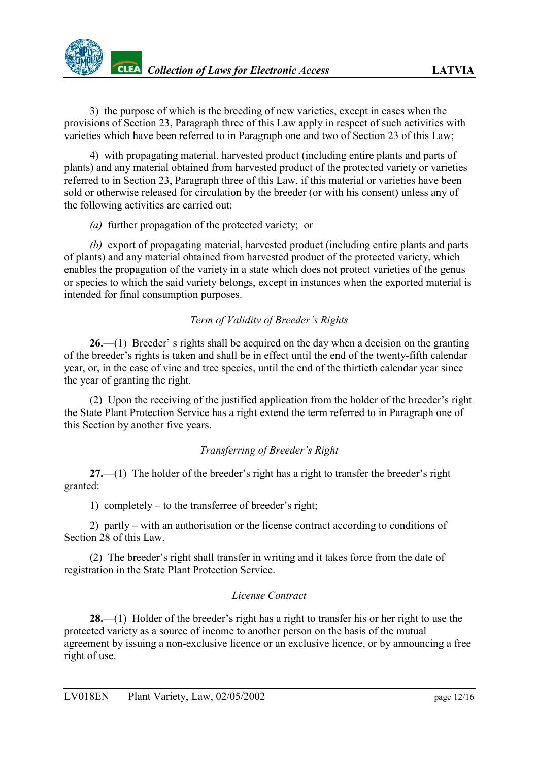3) the purpose of which is the breeding of new varieties, except in cases when the provisions of Section 23, Paragraph three of this Law apply in respect of such activities with varieties which have been referred to in Paragraph one and two of Section 23 of this Law;

4) with propagating material, harvested product (including entire plants and parts of plants) and any material obtained from harvested product of the protected variety or varieties referred to in Section 23, Paragraph three of this Law, if this material or varieties have been sold or otherwise released for circulation by the breeder (or with his consent) unless any of the following activities are carried out:

*(a)* further propagation of the protected variety; or

*(b)* export of propagating material, harvested product (including entire plants and parts of plants) and any material obtained from harvested product of the protected variety, which enables the propagation of the variety in a state which does not protect varieties of the genus or species to which the said variety belongs, except in instances when the exported material is intended for final consumption purposes.

*Term of Validity of Breeder's Rights*

**26.**—(1) Breeder' s rights shall be acquired on the day when a decision on the granting of the breeder's rights is taken and shall be in effect until the end of the twenty-fifth calendar year, or, in the case of vine and tree species, until the end of the thirtieth calendar year since the year of granting the right.

(2) Upon the receiving of the justified application from the holder of the breeder's right the State Plant Protection Service has a right extend the term referred to in Paragraph one of this Section by another five years.

*Transferring of Breeder's Right*

**27.**—(1) The holder of the breeder's right has a right to transfer the breeder's right granted:

1) completely – to the transferree of breeder's right;

2) partly – with an authorisation or the license contract according to conditions of Section 28 of this Law.

(2) The breeder's right shall transfer in writing and it takes force from the date of registration in the State Plant Protection Service.

*License Contract*

**28.**—(1) Holder of the breeder's right has a right to transfer his or her right to use the protected variety as a source of income to another person on the basis of the mutual agreement by issuing a non-exclusive licence or an exclusive licence, or by announcing a free right of use.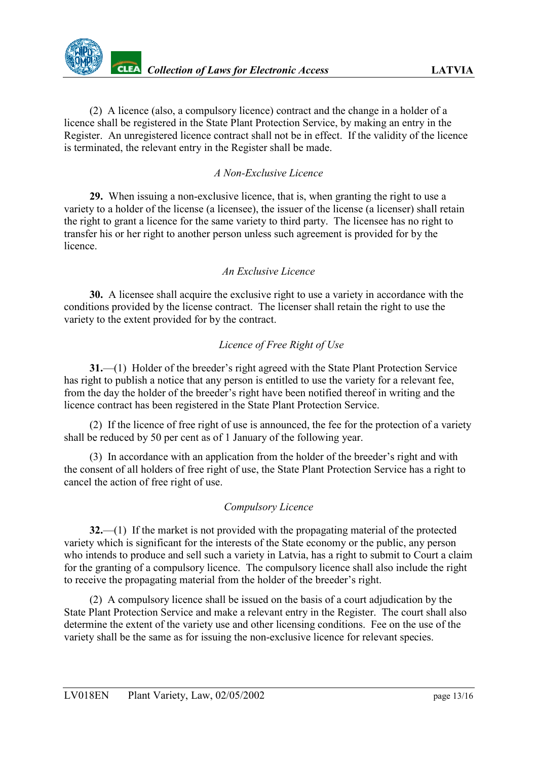(2) A licence (also, a compulsory licence) contract and the change in a holder of a licence shall be registered in the State Plant Protection Service, by making an entry in the Register. An unregistered licence contract shall not be in effect. If the validity of the licence is terminated, the relevant entry in the Register shall be made.

*A Non-Exclusive Licence*

**29.** When issuing a non-exclusive licence, that is, when granting the right to use a variety to a holder of the license (a licensee), the issuer of the license (a licenser) shall retain the right to grant a licence for the same variety to third party. The licensee has no right to transfer his or her right to another person unless such agreement is provided for by the licence.

*An Exclusive Licence*

**30.** A licensee shall acquire the exclusive right to use a variety in accordance with the conditions provided by the license contract. The licenser shall retain the right to use the variety to the extent provided for by the contract.

*Licence of Free Right of Use*

**31.**—(1) Holder of the breeder's right agreed with the State Plant Protection Service has right to publish a notice that any person is entitled to use the variety for a relevant fee, from the day the holder of the breeder's right have been notified thereof in writing and the licence contract has been registered in the State Plant Protection Service.

(2) If the licence of free right of use is announced, the fee for the protection of a variety shall be reduced by 50 per cent as of 1 January of the following year.

(3) In accordance with an application from the holder of the breeder's right and with the consent of all holders of free right of use, the State Plant Protection Service has a right to cancel the action of free right of use.

*Compulsory Licence*

**32.**—(1) If the market is not provided with the propagating material of the protected variety which is significant for the interests of the State economy or the public, any person who intends to produce and sell such a variety in Latvia, has a right to submit to Court a claim for the granting of a compulsory licence. The compulsory licence shall also include the right to receive the propagating material from the holder of the breeder's right.

(2) A compulsory licence shall be issued on the basis of a court adjudication by the State Plant Protection Service and make a relevant entry in the Register. The court shall also determine the extent of the variety use and other licensing conditions. Fee on the use of the variety shall be the same as for issuing the non-exclusive licence for relevant species.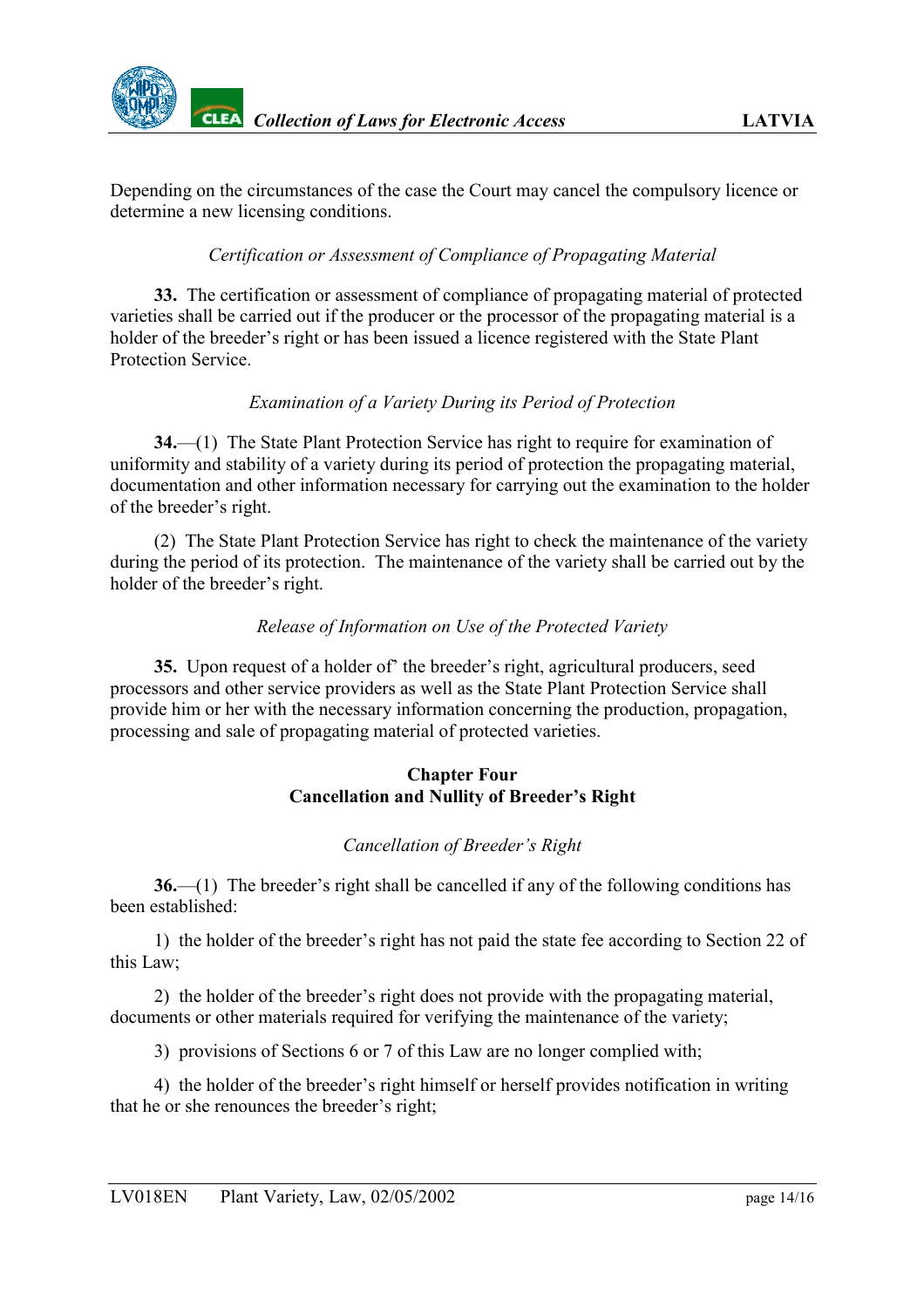Depending on the circumstances of the case the Court may cancel the compulsory licence or determine a new licensing conditions.

*Certification or Assessment of Compliance of Propagating Material*

**33.** The certification or assessment of compliance of propagating material of protected varieties shall be carried out if the producer or the processor of the propagating material is a holder of the breeder's right or has been issued a licence registered with the State Plant Protection Service.

*Examination of a Variety During its Period of Protection*

**34.**—(1) The State Plant Protection Service has right to require for examination of uniformity and stability of a variety during its period of protection the propagating material, documentation and other information necessary for carrying out the examination to the holder of the breeder's right.

(2) The State Plant Protection Service has right to check the maintenance of the variety during the period of its protection. The maintenance of the variety shall be carried out by the holder of the breeder's right.

*Release of Information on Use of the Protected Variety*

**35.** Upon request of a holder of' the breeder's right, agricultural producers, seed processors and other service providers as well as the State Plant Protection Service shall provide him or her with the necessary information concerning the production, propagation, processing and sale of propagating material of protected varieties.

## Chapter Four
## Cancellation and Nullity of Breeder's Right

*Cancellation of Breeder's Right*

**36.**—(1) The breeder's right shall be cancelled if any of the following conditions has been established:

1) the holder of the breeder's right has not paid the state fee according to Section 22 of this Law;

2) the holder of the breeder's right does not provide with the propagating material, documents or other materials required for verifying the maintenance of the variety;

3) provisions of Sections 6 or 7 of this Law are no longer complied with;

4) the holder of the breeder's right himself or herself provides notification in writing that he or she renounces the breeder's right;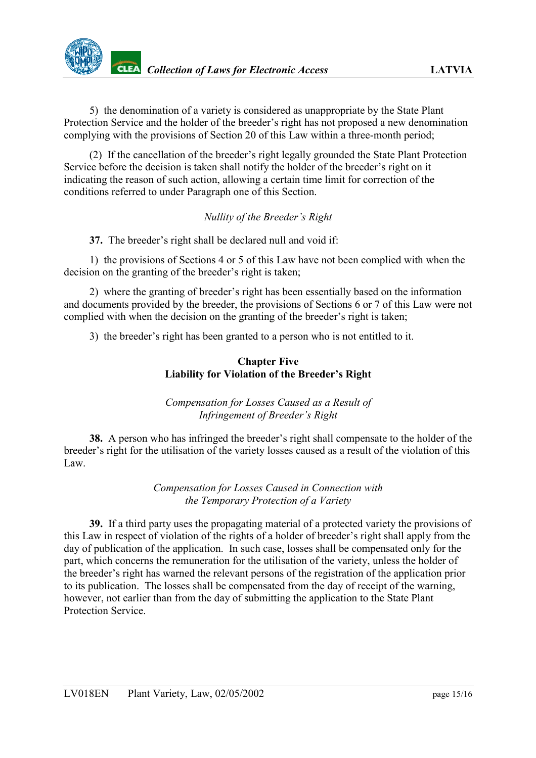5) the denomination of a variety is considered as unappropriate by the State Plant Protection Service and the holder of the breeder's right has not proposed a new denomination complying with the provisions of Section 20 of this Law within a three-month period;

(2) If the cancellation of the breeder's right legally grounded the State Plant Protection Service before the decision is taken shall notify the holder of the breeder's right on it indicating the reason of such action, allowing a certain time limit for correction of the conditions referred to under Paragraph one of this Section.

*Nullity of the Breeder's Right*

**37.** The breeder's right shall be declared null and void if:

1) the provisions of Sections 4 or 5 of this Law have not been complied with when the decision on the granting of the breeder's right is taken;

2) where the granting of breeder's right has been essentially based on the information and documents provided by the breeder, the provisions of Sections 6 or 7 of this Law were not complied with when the decision on the granting of the breeder's right is taken;

3) the breeder's right has been granted to a person who is not entitled to it.

## Chapter Five
## Liability for Violation of the Breeder's Right

*Compensation for Losses Caused as a Result of Infringement of Breeder's Right*

**38.** A person who has infringed the breeder's right shall compensate to the holder of the breeder's right for the utilisation of the variety losses caused as a result of the violation of this Law.

*Compensation for Losses Caused in Connection with the Temporary Protection of a Variety*

**39.** If a third party uses the propagating material of a protected variety the provisions of this Law in respect of violation of the rights of a holder of breeder's right shall apply from the day of publication of the application. In such case, losses shall be compensated only for the part, which concerns the remuneration for the utilisation of the variety, unless the holder of the breeder's right has warned the relevant persons of the registration of the application prior to its publication. The losses shall be compensated from the day of receipt of the warning, however, not earlier than from the day of submitting the application to the State Plant Protection Service.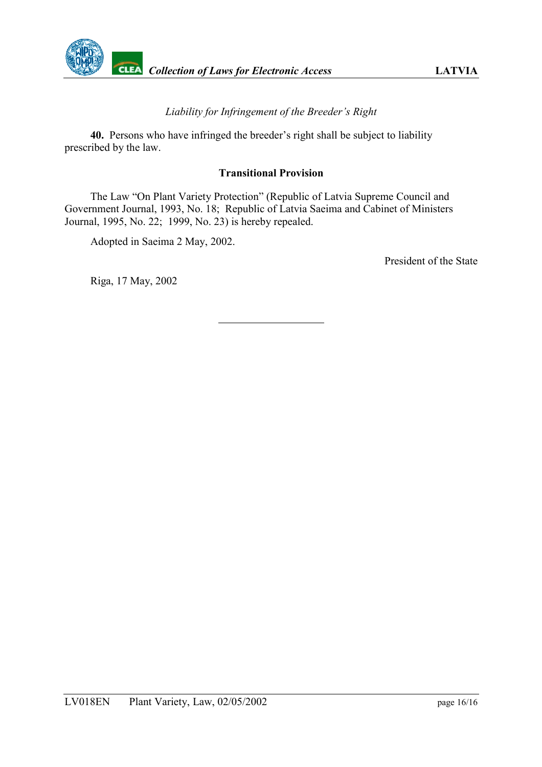*Liability for Infringement of the Breeder's Right*

**40.** Persons who have infringed the breeder's right shall be subject to liability prescribed by the law.

**Transitional Provision**

The Law "On Plant Variety Protection" (Republic of Latvia Supreme Council and Government Journal, 1993, No. 18; Republic of Latvia Saeima and Cabinet of Ministers Journal, 1995, No. 22; 1999, No. 23) is hereby repealed.

Adopted in Saeima 2 May, 2002.

President of the State

Riga, 17 May, 2002

---